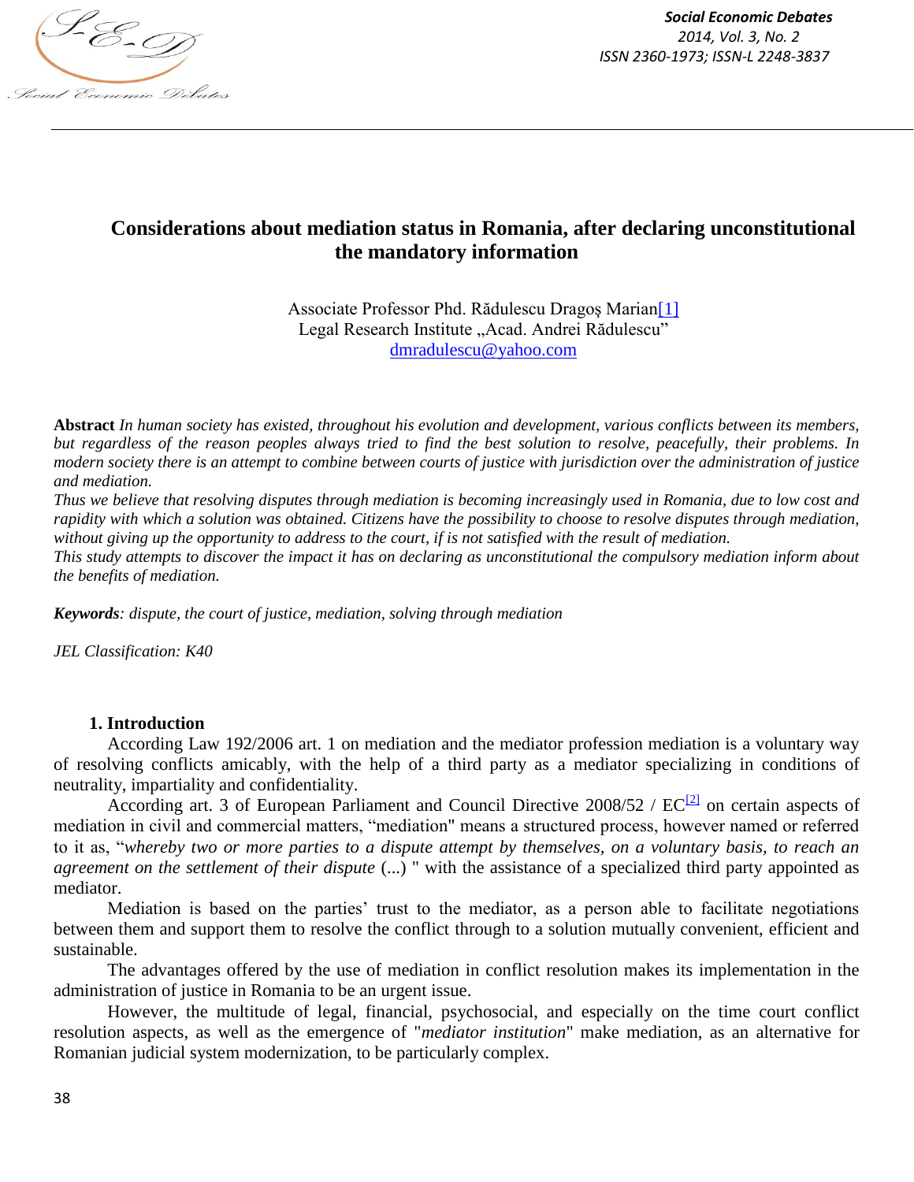# Considerations about mediation status in Romania, after declaring unconstitutional the mandatory information

Associate Professor Phd. Rădulescu Dragoş Marian[1]
Legal Research Institute „Acad. Andrei Rădulescu"
dmradulescu@yahoo.com

**Abstract** *In human society has existed, throughout his evolution and development, various conflicts between its members, but regardless of the reason peoples always tried to find the best solution to resolve, peacefully, their problems. In modern society there is an attempt to combine between courts of justice with jurisdiction over the administration of justice and mediation.*

*Thus we believe that resolving disputes through mediation is becoming increasingly used in Romania, due to low cost and rapidity with which a solution was obtained. Citizens have the possibility to choose to resolve disputes through mediation, without giving up the opportunity to address to the court, if is not satisfied with the result of mediation.*

*This study attempts to discover the impact it has on declaring as unconstitutional the compulsory mediation inform about the benefits of mediation.*

***Keywords****: dispute, the court of justice, mediation, solving through mediation*

*JEL Classification: K40*

## 1. Introduction

According Law 192/2006 art. 1 on mediation and the mediator profession mediation is a voluntary way of resolving conflicts amicably, with the help of a third party as a mediator specializing in conditions of neutrality, impartiality and confidentiality.

According art. 3 of European Parliament and Council Directive 2008/52 / EC[2] on certain aspects of mediation in civil and commercial matters, "mediation" means a structured process, however named or referred to it as, "*whereby two or more parties to a dispute attempt by themselves, on a voluntary basis, to reach an agreement on the settlement of their dispute* (...) " with the assistance of a specialized third party appointed as mediator.

Mediation is based on the parties' trust to the mediator, as a person able to facilitate negotiations between them and support them to resolve the conflict through to a solution mutually convenient, efficient and sustainable.

The advantages offered by the use of mediation in conflict resolution makes its implementation in the administration of justice in Romania to be an urgent issue.

However, the multitude of legal, financial, psychosocial, and especially on the time court conflict resolution aspects, as well as the emergence of "*mediator institution*" make mediation, as an alternative for Romanian judicial system modernization, to be particularly complex.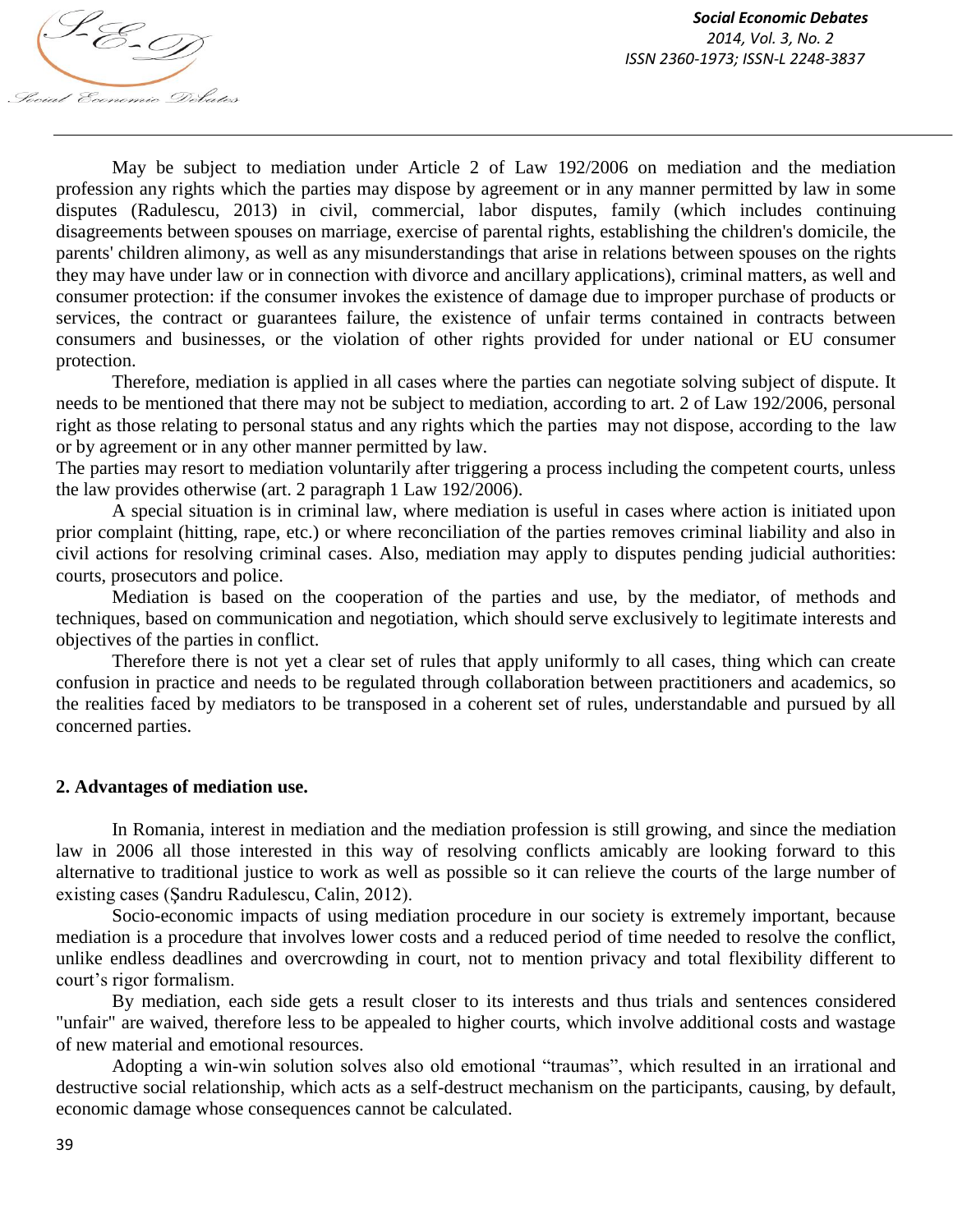May be subject to mediation under Article 2 of Law 192/2006 on mediation and the mediation profession any rights which the parties may dispose by agreement or in any manner permitted by law in some disputes (Radulescu, 2013) in civil, commercial, labor disputes, family (which includes continuing disagreements between spouses on marriage, exercise of parental rights, establishing the children's domicile, the parents' children alimony, as well as any misunderstandings that arise in relations between spouses on the rights they may have under law or in connection with divorce and ancillary applications), criminal matters, as well and consumer protection: if the consumer invokes the existence of damage due to improper purchase of products or services, the contract or guarantees failure, the existence of unfair terms contained in contracts between consumers and businesses, or the violation of other rights provided for under national or EU consumer protection.

Therefore, mediation is applied in all cases where the parties can negotiate solving subject of dispute. It needs to be mentioned that there may not be subject to mediation, according to art. 2 of Law 192/2006, personal right as those relating to personal status and any rights which the parties may not dispose, according to the law or by agreement or in any other manner permitted by law.

The parties may resort to mediation voluntarily after triggering a process including the competent courts, unless the law provides otherwise (art. 2 paragraph 1 Law 192/2006).

A special situation is in criminal law, where mediation is useful in cases where action is initiated upon prior complaint (hitting, rape, etc.) or where reconciliation of the parties removes criminal liability and also in civil actions for resolving criminal cases. Also, mediation may apply to disputes pending judicial authorities: courts, prosecutors and police.

Mediation is based on the cooperation of the parties and use, by the mediator, of methods and techniques, based on communication and negotiation, which should serve exclusively to legitimate interests and objectives of the parties in conflict.

Therefore there is not yet a clear set of rules that apply uniformly to all cases, thing which can create confusion in practice and needs to be regulated through collaboration between practitioners and academics, so the realities faced by mediators to be transposed in a coherent set of rules, understandable and pursued by all concerned parties.

## 2. Advantages of mediation use.

In Romania, interest in mediation and the mediation profession is still growing, and since the mediation law in 2006 all those interested in this way of resolving conflicts amicably are looking forward to this alternative to traditional justice to work as well as possible so it can relieve the courts of the large number of existing cases (Șandru Radulescu, Calin, 2012).

Socio-economic impacts of using mediation procedure in our society is extremely important, because mediation is a procedure that involves lower costs and a reduced period of time needed to resolve the conflict, unlike endless deadlines and overcrowding in court, not to mention privacy and total flexibility different to court's rigor formalism.

By mediation, each side gets a result closer to its interests and thus trials and sentences considered "unfair" are waived, therefore less to be appealed to higher courts, which involve additional costs and wastage of new material and emotional resources.

Adopting a win-win solution solves also old emotional "traumas", which resulted in an irrational and destructive social relationship, which acts as a self-destruct mechanism on the participants, causing, by default, economic damage whose consequences cannot be calculated.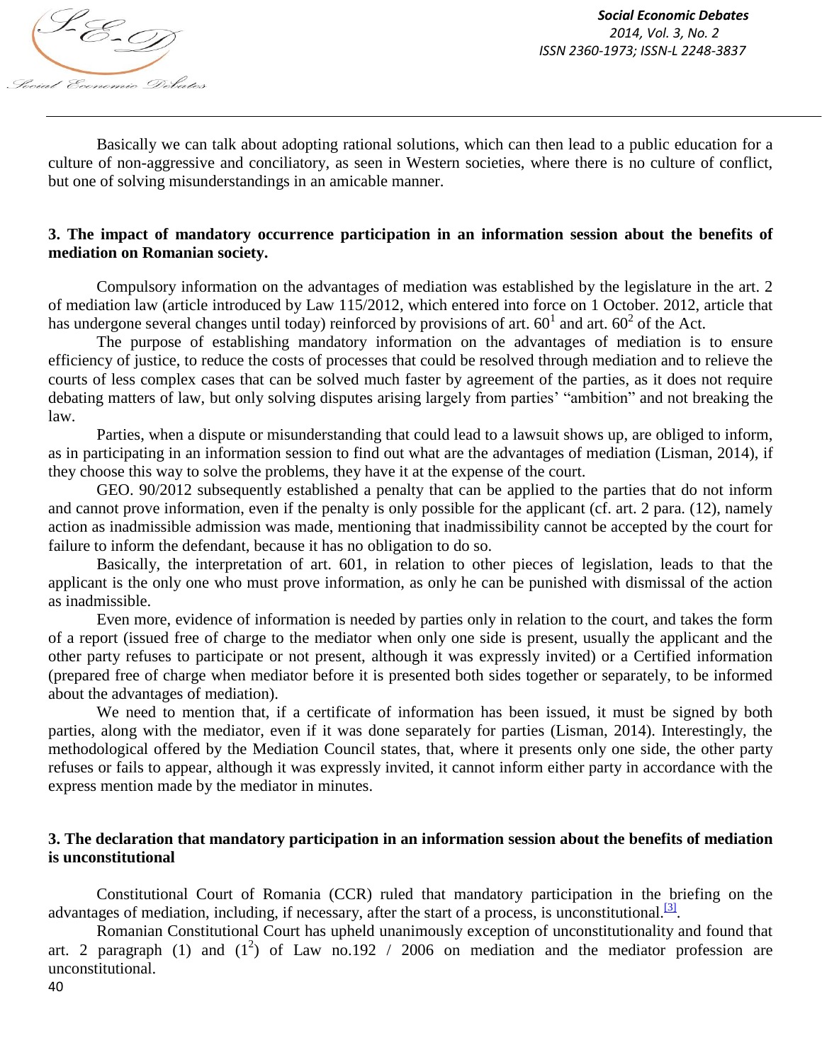Basically we can talk about adopting rational solutions, which can then lead to a public education for a culture of non-aggressive and conciliatory, as seen in Western societies, where there is no culture of conflict, but one of solving misunderstandings in an amicable manner.

## 3. The impact of mandatory occurrence participation in an information session about the benefits of mediation on Romanian society.

Compulsory information on the advantages of mediation was established by the legislature in the art. 2 of mediation law (article introduced by Law 115/2012, which entered into force on 1 October. 2012, article that has undergone several changes until today) reinforced by provisions of art. $60^1$ and art. $60^2$ of the Act.

The purpose of establishing mandatory information on the advantages of mediation is to ensure efficiency of justice, to reduce the costs of processes that could be resolved through mediation and to relieve the courts of less complex cases that can be solved much faster by agreement of the parties, as it does not require debating matters of law, but only solving disputes arising largely from parties' "ambition" and not breaking the law.

Parties, when a dispute or misunderstanding that could lead to a lawsuit shows up, are obliged to inform, as in participating in an information session to find out what are the advantages of mediation (Lisman, 2014), if they choose this way to solve the problems, they have it at the expense of the court.

GEO. 90/2012 subsequently established a penalty that can be applied to the parties that do not inform and cannot prove information, even if the penalty is only possible for the applicant (cf. art. 2 para. (12), namely action as inadmissible admission was made, mentioning that inadmissibility cannot be accepted by the court for failure to inform the defendant, because it has no obligation to do so.

Basically, the interpretation of art. 601, in relation to other pieces of legislation, leads to that the applicant is the only one who must prove information, as only he can be punished with dismissal of the action as inadmissible.

Even more, evidence of information is needed by parties only in relation to the court, and takes the form of a report (issued free of charge to the mediator when only one side is present, usually the applicant and the other party refuses to participate or not present, although it was expressly invited) or a Certified information (prepared free of charge when mediator before it is presented both sides together or separately, to be informed about the advantages of mediation).

We need to mention that, if a certificate of information has been issued, it must be signed by both parties, along with the mediator, even if it was done separately for parties (Lisman, 2014). Interestingly, the methodological offered by the Mediation Council states, that, where it presents only one side, the other party refuses or fails to appear, although it was expressly invited, it cannot inform either party in accordance with the express mention made by the mediator in minutes.

## 3. The declaration that mandatory participation in an information session about the benefits of mediation is unconstitutional

Constitutional Court of Romania (CCR) ruled that mandatory participation in the briefing on the advantages of mediation, including, if necessary, after the start of a process, is unconstitutional.[3].

Romanian Constitutional Court has upheld unanimously exception of unconstitutionality and found that art. 2 paragraph (1) and ($1^2$) of Law no.192 / 2006 on mediation and the mediator profession are unconstitutional.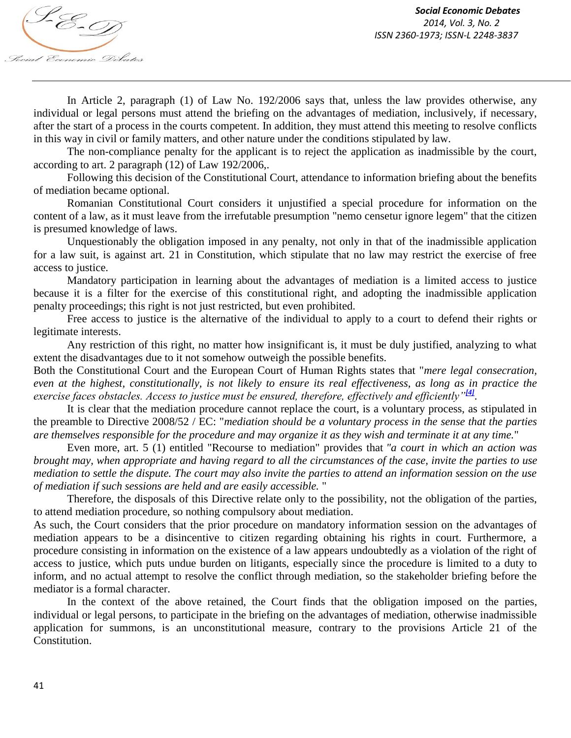In Article 2, paragraph (1) of Law No. 192/2006 says that, unless the law provides otherwise, any individual or legal persons must attend the briefing on the advantages of mediation, inclusively, if necessary, after the start of a process in the courts competent. In addition, they must attend this meeting to resolve conflicts in this way in civil or family matters, and other nature under the conditions stipulated by law.

The non-compliance penalty for the applicant is to reject the application as inadmissible by the court, according to art. 2 paragraph (12) of Law 192/2006,.

Following this decision of the Constitutional Court, attendance to information briefing about the benefits of mediation became optional.

Romanian Constitutional Court considers it unjustified a special procedure for information on the content of a law, as it must leave from the irrefutable presumption "nemo censetur ignore legem" that the citizen is presumed knowledge of laws.

Unquestionably the obligation imposed in any penalty, not only in that of the inadmissible application for a law suit, is against art. 21 in Constitution, which stipulate that no law may restrict the exercise of free access to justice.

Mandatory participation in learning about the advantages of mediation is a limited access to justice because it is a filter for the exercise of this constitutional right, and adopting the inadmissible application penalty proceedings; this right is not just restricted, but even prohibited.

Free access to justice is the alternative of the individual to apply to a court to defend their rights or legitimate interests.

Any restriction of this right, no matter how insignificant is, it must be duly justified, analyzing to what extent the disadvantages due to it not somehow outweigh the possible benefits.

Both the Constitutional Court and the European Court of Human Rights states that "*mere legal consecration, even at the highest, constitutionally, is not likely to ensure its real effectiveness, as long as in practice the exercise faces obstacles. Access to justice must be ensured, therefore, effectively and efficiently"*[4].

It is clear that the mediation procedure cannot replace the court, is a voluntary process, as stipulated in the preamble to Directive 2008/52 / EC: "*mediation should be a voluntary process in the sense that the parties are themselves responsible for the procedure and may organize it as they wish and terminate it at any time.*"

Even more, art. 5 (1) entitled "Recourse to mediation" provides that *"a court in which an action was brought may, when appropriate and having regard to all the circumstances of the case, invite the parties to use mediation to settle the dispute. The court may also invite the parties to attend an information session on the use of mediation if such sessions are held and are easily accessible.* "

Therefore, the disposals of this Directive relate only to the possibility, not the obligation of the parties, to attend mediation procedure, so nothing compulsory about mediation.

As such, the Court considers that the prior procedure on mandatory information session on the advantages of mediation appears to be a disincentive to citizen regarding obtaining his rights in court. Furthermore, a procedure consisting in information on the existence of a law appears undoubtedly as a violation of the right of access to justice, which puts undue burden on litigants, especially since the procedure is limited to a duty to inform, and no actual attempt to resolve the conflict through mediation, so the stakeholder briefing before the mediator is a formal character.

In the context of the above retained, the Court finds that the obligation imposed on the parties, individual or legal persons, to participate in the briefing on the advantages of mediation, otherwise inadmissible application for summons, is an unconstitutional measure, contrary to the provisions Article 21 of the Constitution.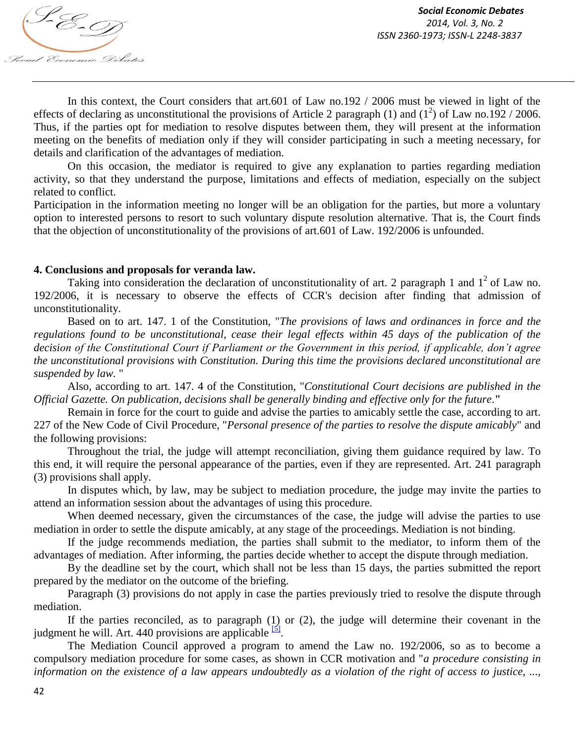In this context, the Court considers that art.601 of Law no.192 / 2006 must be viewed in light of the effects of declaring as unconstitutional the provisions of Article 2 paragraph (1) and ($1^2$) of Law no.192 / 2006. Thus, if the parties opt for mediation to resolve disputes between them, they will present at the information meeting on the benefits of mediation only if they will consider participating in such a meeting necessary, for details and clarification of the advantages of mediation.

On this occasion, the mediator is required to give any explanation to parties regarding mediation activity, so that they understand the purpose, limitations and effects of mediation, especially on the subject related to conflict.

Participation in the information meeting no longer will be an obligation for the parties, but more a voluntary option to interested persons to resort to such voluntary dispute resolution alternative. That is, the Court finds that the objection of unconstitutionality of the provisions of art.601 of Law. 192/2006 is unfounded.

## 4. Conclusions and proposals for veranda law.

Taking into consideration the declaration of unconstitutionality of art. 2 paragraph 1 and $1^2$ of Law no. 192/2006, it is necessary to observe the effects of CCR's decision after finding that admission of unconstitutionality.

Based on to art. 147. 1 of the Constitution, "*The provisions of laws and ordinances in force and the regulations found to be unconstitutional, cease their legal effects within 45 days of the publication of the decision of the Constitutional Court if Parliament or the Government in this period, if applicable, don't agree the unconstitutional provisions with Constitution. During this time the provisions declared unconstitutional are suspended by law.* "

Also, according to art. 147. 4 of the Constitution, "*Constitutional Court decisions are published in the Official Gazette. On publication, decisions shall be generally binding and effective only for the future*."

Remain in force for the court to guide and advise the parties to amicably settle the case, according to art. 227 of the New Code of Civil Procedure, "*Personal presence of the parties to resolve the dispute amicably*" and the following provisions:

Throughout the trial, the judge will attempt reconciliation, giving them guidance required by law. To this end, it will require the personal appearance of the parties, even if they are represented. Art. 241 paragraph (3) provisions shall apply.

In disputes which, by law, may be subject to mediation procedure, the judge may invite the parties to attend an information session about the advantages of using this procedure.

When deemed necessary, given the circumstances of the case, the judge will advise the parties to use mediation in order to settle the dispute amicably, at any stage of the proceedings. Mediation is not binding.

If the judge recommends mediation, the parties shall submit to the mediator, to inform them of the advantages of mediation. After informing, the parties decide whether to accept the dispute through mediation.

By the deadline set by the court, which shall not be less than 15 days, the parties submitted the report prepared by the mediator on the outcome of the briefing.

Paragraph (3) provisions do not apply in case the parties previously tried to resolve the dispute through mediation.

If the parties reconciled, as to paragraph (1) or (2), the judge will determine their covenant in the judgment he will. Art. 440 provisions are applicable [5].

The Mediation Council approved a program to amend the Law no. 192/2006, so as to become a compulsory mediation procedure for some cases, as shown in CCR motivation and "*a procedure consisting in information on the existence of a law appears undoubtedly as a violation of the right of access to justice, ...,*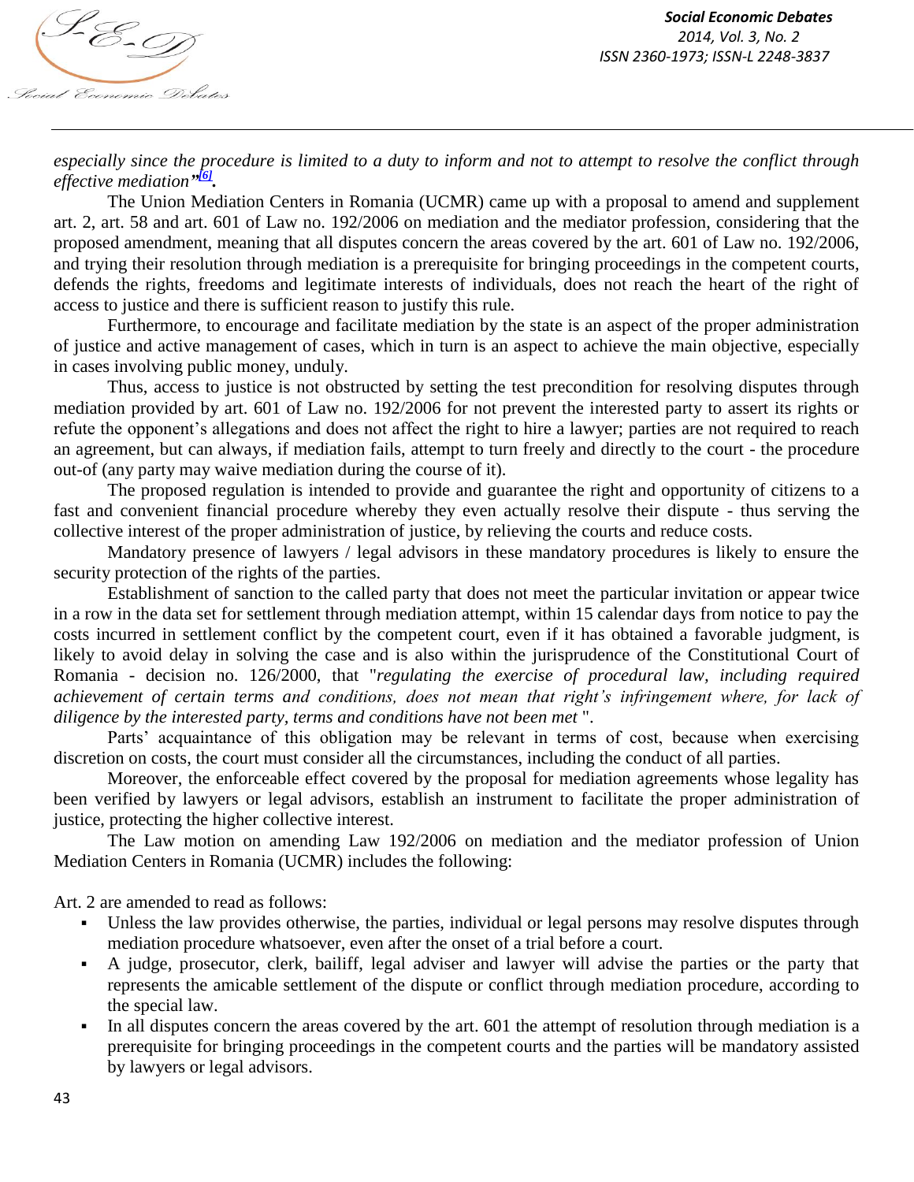*especially since the procedure is limited to a duty to inform and not to attempt to resolve the conflict through effective mediation"*[6].

The Union Mediation Centers in Romania (UCMR) came up with a proposal to amend and supplement art. 2, art. 58 and art. 601 of Law no. 192/2006 on mediation and the mediator profession, considering that the proposed amendment, meaning that all disputes concern the areas covered by the art. 601 of Law no. 192/2006, and trying their resolution through mediation is a prerequisite for bringing proceedings in the competent courts, defends the rights, freedoms and legitimate interests of individuals, does not reach the heart of the right of access to justice and there is sufficient reason to justify this rule.

Furthermore, to encourage and facilitate mediation by the state is an aspect of the proper administration of justice and active management of cases, which in turn is an aspect to achieve the main objective, especially in cases involving public money, unduly.

Thus, access to justice is not obstructed by setting the test precondition for resolving disputes through mediation provided by art. 601 of Law no. 192/2006 for not prevent the interested party to assert its rights or refute the opponent's allegations and does not affect the right to hire a lawyer; parties are not required to reach an agreement, but can always, if mediation fails, attempt to turn freely and directly to the court - the procedure out-of (any party may waive mediation during the course of it).

The proposed regulation is intended to provide and guarantee the right and opportunity of citizens to a fast and convenient financial procedure whereby they even actually resolve their dispute - thus serving the collective interest of the proper administration of justice, by relieving the courts and reduce costs.

Mandatory presence of lawyers / legal advisors in these mandatory procedures is likely to ensure the security protection of the rights of the parties.

Establishment of sanction to the called party that does not meet the particular invitation or appear twice in a row in the data set for settlement through mediation attempt, within 15 calendar days from notice to pay the costs incurred in settlement conflict by the competent court, even if it has obtained a favorable judgment, is likely to avoid delay in solving the case and is also within the jurisprudence of the Constitutional Court of Romania - decision no. 126/2000, that "*regulating the exercise of procedural law, including required achievement of certain terms and conditions, does not mean that right's infringement where, for lack of diligence by the interested party, terms and conditions have not been met* ".

Parts' acquaintance of this obligation may be relevant in terms of cost, because when exercising discretion on costs, the court must consider all the circumstances, including the conduct of all parties.

Moreover, the enforceable effect covered by the proposal for mediation agreements whose legality has been verified by lawyers or legal advisors, establish an instrument to facilitate the proper administration of justice, protecting the higher collective interest.

The Law motion on amending Law 192/2006 on mediation and the mediator profession of Union Mediation Centers in Romania (UCMR) includes the following:

Art. 2 are amended to read as follows:

- Unless the law provides otherwise, the parties, individual or legal persons may resolve disputes through mediation procedure whatsoever, even after the onset of a trial before a court.
- A judge, prosecutor, clerk, bailiff, legal adviser and lawyer will advise the parties or the party that represents the amicable settlement of the dispute or conflict through mediation procedure, according to the special law.
- In all disputes concern the areas covered by the art. 601 the attempt of resolution through mediation is a prerequisite for bringing proceedings in the competent courts and the parties will be mandatory assisted by lawyers or legal advisors.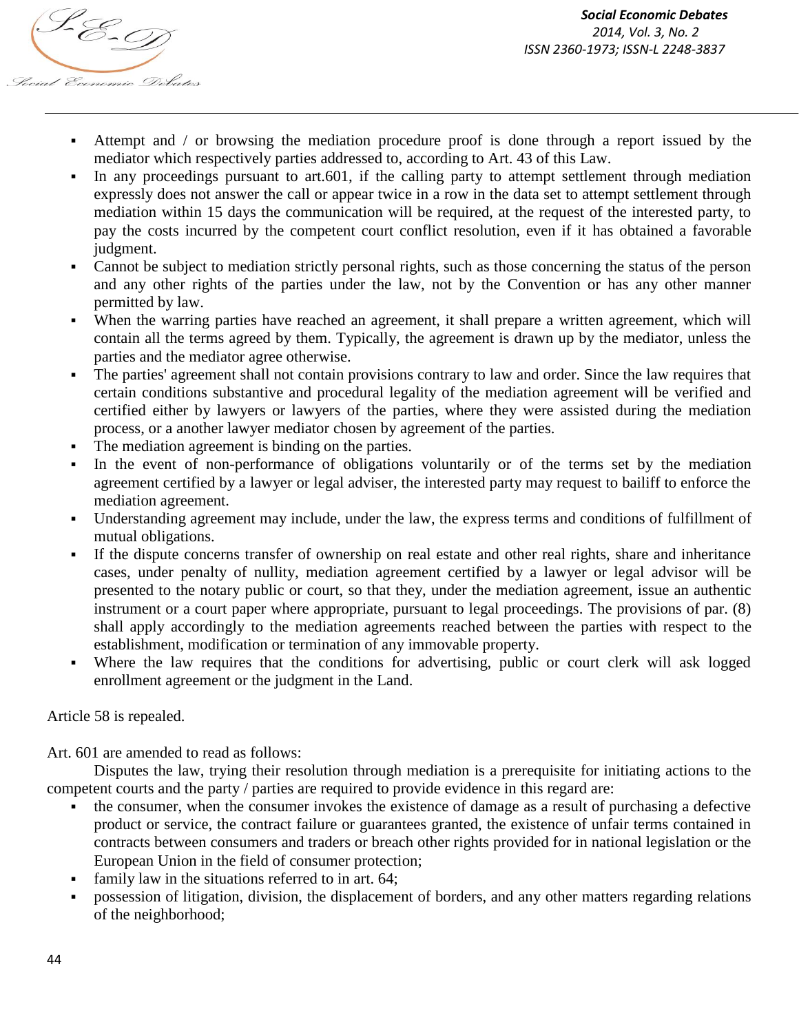- Attempt and / or browsing the mediation procedure proof is done through a report issued by the mediator which respectively parties addressed to, according to Art. 43 of this Law.
- In any proceedings pursuant to art.601, if the calling party to attempt settlement through mediation expressly does not answer the call or appear twice in a row in the data set to attempt settlement through mediation within 15 days the communication will be required, at the request of the interested party, to pay the costs incurred by the competent court conflict resolution, even if it has obtained a favorable judgment.
- Cannot be subject to mediation strictly personal rights, such as those concerning the status of the person and any other rights of the parties under the law, not by the Convention or has any other manner permitted by law.
- When the warring parties have reached an agreement, it shall prepare a written agreement, which will contain all the terms agreed by them. Typically, the agreement is drawn up by the mediator, unless the parties and the mediator agree otherwise.
- The parties' agreement shall not contain provisions contrary to law and order. Since the law requires that certain conditions substantive and procedural legality of the mediation agreement will be verified and certified either by lawyers or lawyers of the parties, where they were assisted during the mediation process, or a another lawyer mediator chosen by agreement of the parties.
- The mediation agreement is binding on the parties.
- In the event of non-performance of obligations voluntarily or of the terms set by the mediation agreement certified by a lawyer or legal adviser, the interested party may request to bailiff to enforce the mediation agreement.
- Understanding agreement may include, under the law, the express terms and conditions of fulfillment of mutual obligations.
- If the dispute concerns transfer of ownership on real estate and other real rights, share and inheritance cases, under penalty of nullity, mediation agreement certified by a lawyer or legal advisor will be presented to the notary public or court, so that they, under the mediation agreement, issue an authentic instrument or a court paper where appropriate, pursuant to legal proceedings. The provisions of par. (8) shall apply accordingly to the mediation agreements reached between the parties with respect to the establishment, modification or termination of any immovable property.
- Where the law requires that the conditions for advertising, public or court clerk will ask logged enrollment agreement or the judgment in the Land.

Article 58 is repealed.

Art. 601 are amended to read as follows:

Disputes the law, trying their resolution through mediation is a prerequisite for initiating actions to the competent courts and the party / parties are required to provide evidence in this regard are:

- the consumer, when the consumer invokes the existence of damage as a result of purchasing a defective product or service, the contract failure or guarantees granted, the existence of unfair terms contained in contracts between consumers and traders or breach other rights provided for in national legislation or the European Union in the field of consumer protection;
- family law in the situations referred to in art. 64;
- possession of litigation, division, the displacement of borders, and any other matters regarding relations of the neighborhood;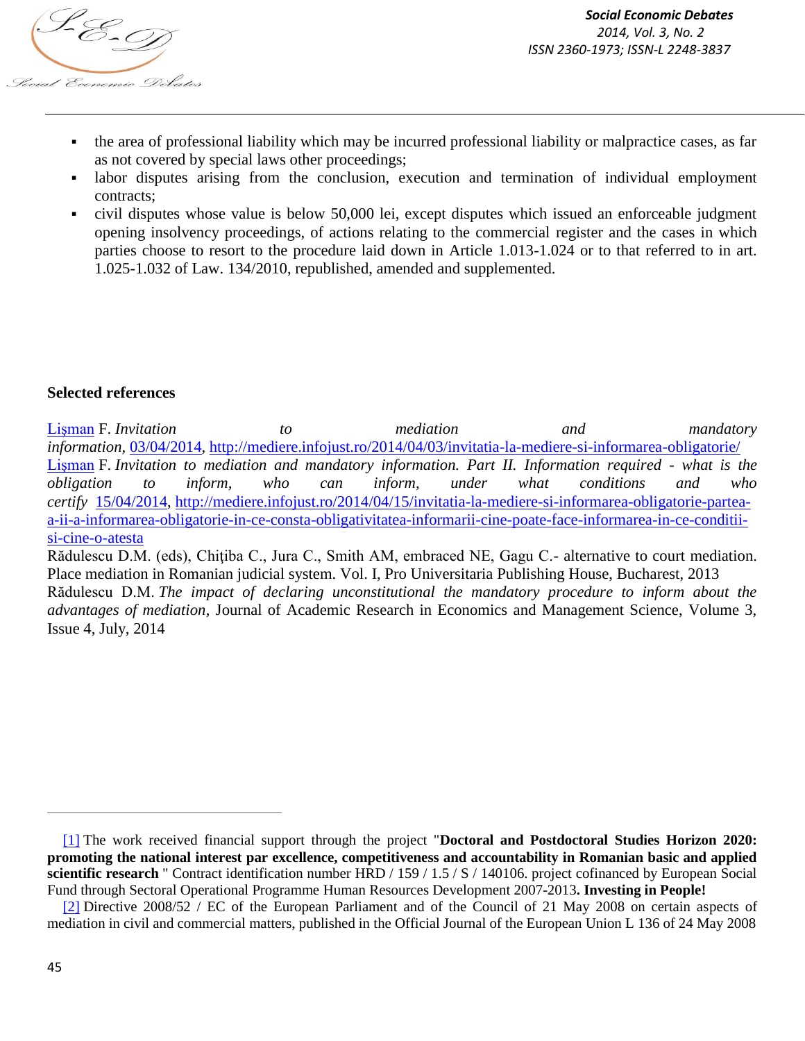- the area of professional liability which may be incurred professional liability or malpractice cases, as far as not covered by special laws other proceedings;
- labor disputes arising from the conclusion, execution and termination of individual employment contracts;
- civil disputes whose value is below 50,000 lei, except disputes which issued an enforceable judgment opening insolvency proceedings, of actions relating to the commercial register and the cases in which parties choose to resort to the procedure laid down in Article 1.013-1.024 or to that referred to in art. 1.025-1.032 of Law. 134/2010, republished, amended and supplemented.

**Selected references**

Lişman F. *Invitation to mediation and mandatory information*, 03/04/2014, http://mediere.infojust.ro/2014/04/03/invitatia-la-mediere-si-informarea-obligatorie/

Lişman F. *Invitation to mediation and mandatory information. Part II. Information required - what is the obligation to inform, who can inform, under what conditions and who certify* 15/04/2014, http://mediere.infojust.ro/2014/04/15/invitatia-la-mediere-si-informarea-obligatorie-partea-a-ii-a-informarea-obligatorie-in-ce-consta-obligativitatea-informarii-cine-poate-face-informarea-in-ce-conditii-si-cine-o-atesta

Rădulescu D.M. (eds), Chiţiba C., Jura C., Smith AM, embraced NE, Gagu C.- alternative to court mediation. Place mediation in Romanian judicial system. Vol. I, Pro Universitaria Publishing House, Bucharest, 2013

Rădulescu D.M. *The impact of declaring unconstitutional the mandatory procedure to inform about the advantages of mediation*, Journal of Academic Research in Economics and Management Science, Volume 3, Issue 4, July, 2014

---

[1] The work received financial support through the project "**Doctoral and Postdoctoral Studies Horizon 2020: promoting the national interest par excellence, competitiveness and accountability in Romanian basic and applied scientific research** " Contract identification number HRD / 159 / 1.5 / S / 140106. project cofinanced by European Social Fund through Sectoral Operational Programme Human Resources Development 2007-2013**. Investing in People!**

[2] Directive 2008/52 / EC of the European Parliament and of the Council of 21 May 2008 on certain aspects of mediation in civil and commercial matters, published in the Official Journal of the European Union L 136 of 24 May 2008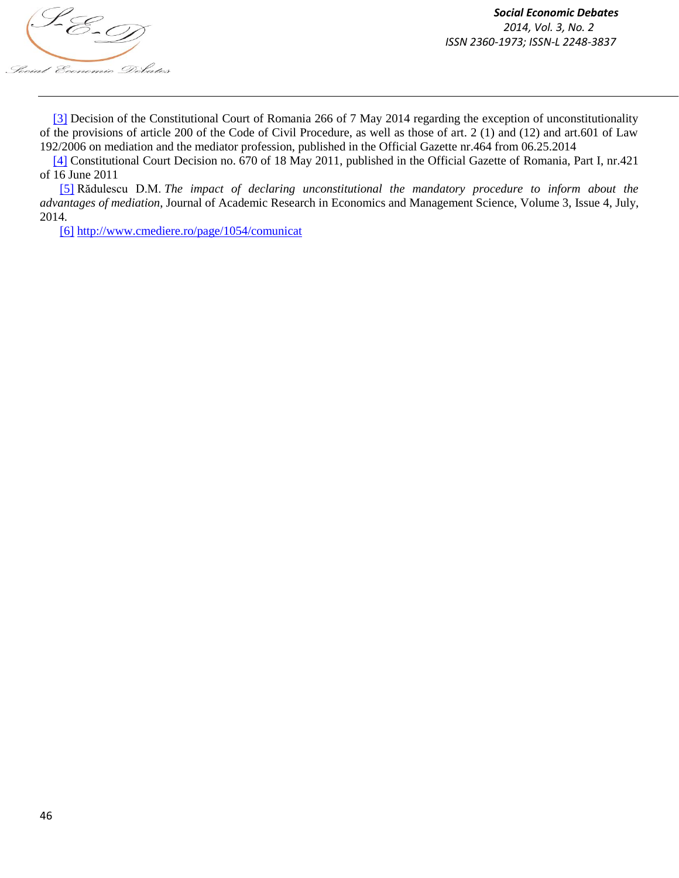[3] Decision of the Constitutional Court of Romania 266 of 7 May 2014 regarding the exception of unconstitutionality of the provisions of article 200 of the Code of Civil Procedure, as well as those of art. 2 (1) and (12) and art.601 of Law 192/2006 on mediation and the mediator profession, published in the Official Gazette nr.464 from 06.25.2014

[4] Constitutional Court Decision no. 670 of 18 May 2011, published in the Official Gazette of Romania, Part I, nr.421 of 16 June 2011

[5] Rădulescu D.M. *The impact of declaring unconstitutional the mandatory procedure to inform about the advantages of mediation*, Journal of Academic Research in Economics and Management Science, Volume 3, Issue 4, July, 2014.

[6] http://www.cmediere.ro/page/1054/comunicat